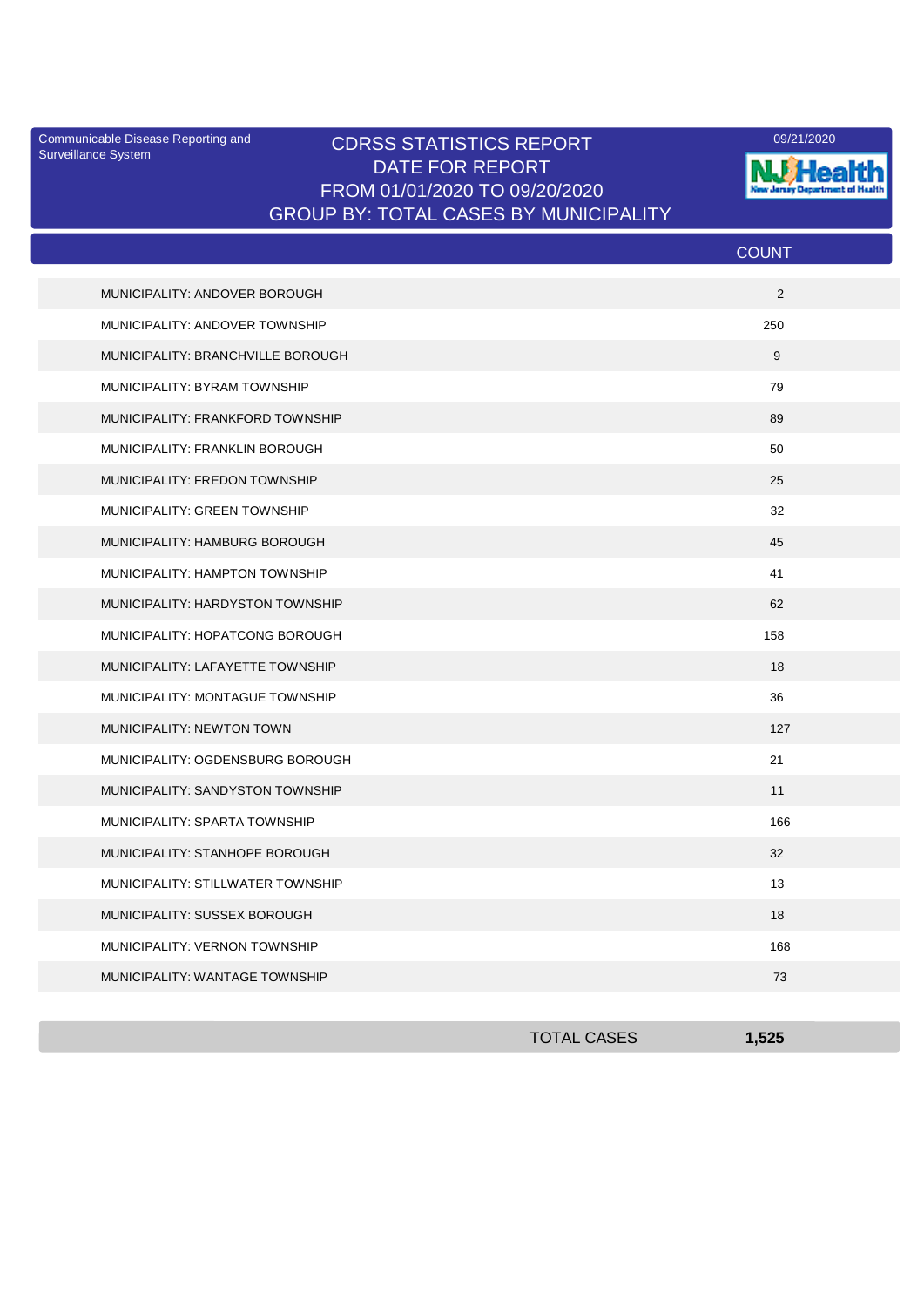Communicable Disease Reporting and Surveillance System

09/21/2020

# CDRSS STATISTICS REPORT
## DATE FOR REPORT
## FROM 01/01/2020 TO 09/20/2020
## GROUP BY: TOTAL CASES BY MUNICIPALITY

| | COUNT |
|---|---|
| MUNICIPALITY: ANDOVER BOROUGH | 2 |
| MUNICIPALITY: ANDOVER TOWNSHIP | 250 |
| MUNICIPALITY: BRANCHVILLE BOROUGH | 9 |
| MUNICIPALITY: BYRAM TOWNSHIP | 79 |
| MUNICIPALITY: FRANKFORD TOWNSHIP | 89 |
| MUNICIPALITY: FRANKLIN BOROUGH | 50 |
| MUNICIPALITY: FREDON TOWNSHIP | 25 |
| MUNICIPALITY: GREEN TOWNSHIP | 32 |
| MUNICIPALITY: HAMBURG BOROUGH | 45 |
| MUNICIPALITY: HAMPTON TOWNSHIP | 41 |
| MUNICIPALITY: HARDYSTON TOWNSHIP | 62 |
| MUNICIPALITY: HOPATCONG BOROUGH | 158 |
| MUNICIPALITY: LAFAYETTE TOWNSHIP | 18 |
| MUNICIPALITY: MONTAGUE TOWNSHIP | 36 |
| MUNICIPALITY: NEWTON TOWN | 127 |
| MUNICIPALITY: OGDENSBURG BOROUGH | 21 |
| MUNICIPALITY: SANDYSTON TOWNSHIP | 11 |
| MUNICIPALITY: SPARTA TOWNSHIP | 166 |
| MUNICIPALITY: STANHOPE BOROUGH | 32 |
| MUNICIPALITY: STILLWATER TOWNSHIP | 13 |
| MUNICIPALITY: SUSSEX BOROUGH | 18 |
| MUNICIPALITY: VERNON TOWNSHIP | 168 |
| MUNICIPALITY: WANTAGE TOWNSHIP | 73 |
| TOTAL CASES | **1,525** |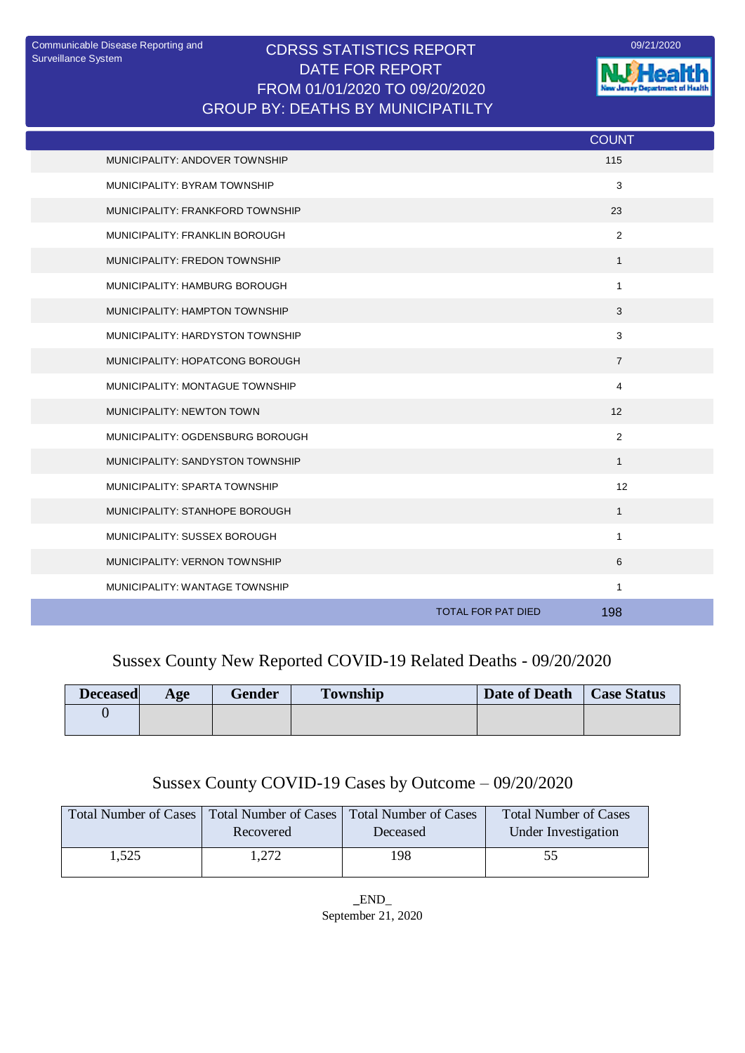Communicable Disease Reporting and Surveillance System

# CDRSS STATISTICS REPORT
# DATE FOR REPORT
# FROM 01/01/2020 TO 09/20/2020
# GROUP BY: DEATHS BY MUNICIPATILTY

09/21/2020

NJ Health
New Jersey Department of Health

| | COUNT |
|---|---|
| MUNICIPALITY: ANDOVER TOWNSHIP | 115 |
| MUNICIPALITY: BYRAM TOWNSHIP | 3 |
| MUNICIPALITY: FRANKFORD TOWNSHIP | 23 |
| MUNICIPALITY: FRANKLIN BOROUGH | 2 |
| MUNICIPALITY: FREDON TOWNSHIP | 1 |
| MUNICIPALITY: HAMBURG BOROUGH | 1 |
| MUNICIPALITY: HAMPTON TOWNSHIP | 3 |
| MUNICIPALITY: HARDYSTON TOWNSHIP | 3 |
| MUNICIPALITY: HOPATCONG BOROUGH | 7 |
| MUNICIPALITY: MONTAGUE TOWNSHIP | 4 |
| MUNICIPALITY: NEWTON TOWN | 12 |
| MUNICIPALITY: OGDENSBURG BOROUGH | 2 |
| MUNICIPALITY: SANDYSTON TOWNSHIP | 1 |
| MUNICIPALITY: SPARTA TOWNSHIP | 12 |
| MUNICIPALITY: STANHOPE BOROUGH | 1 |
| MUNICIPALITY: SUSSEX BOROUGH | 1 |
| MUNICIPALITY: VERNON TOWNSHIP | 6 |
| MUNICIPALITY: WANTAGE TOWNSHIP | 1 |
| TOTAL FOR PAT DIED | 198 |

## Sussex County New Reported COVID-19 Related Deaths - 09/20/2020

| Deceased | Age | Gender | Township | Date of Death | Case Status |
|---|---|---|---|---|---|
| 0 | | | | | |

## Sussex County COVID-19 Cases by Outcome – 09/20/2020

| Total Number of Cases | Total Number of Cases Recovered | Total Number of Cases Deceased | Total Number of Cases Under Investigation |
|---|---|---|---|
| 1,525 | 1,272 | 198 | 55 |

_END_
September 21, 2020